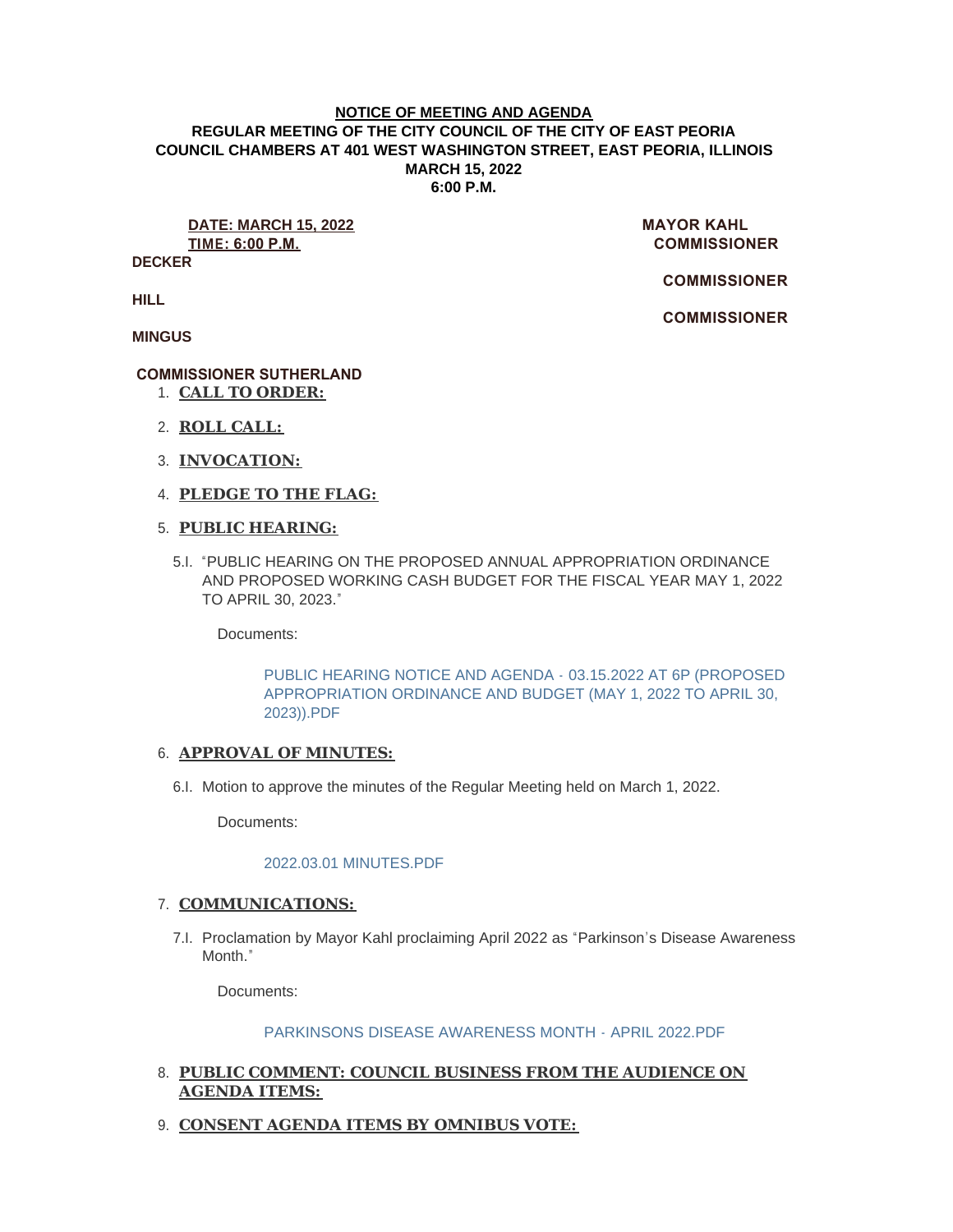**NOTICE OF MEETING AND AGENDA**

**REGULAR MEETING OF THE CITY COUNCIL OF THE CITY OF EAST PEORIA**
**COUNCIL CHAMBERS AT 401 WEST WASHINGTON STREET, EAST PEORIA, ILLINOIS**
**MARCH 15, 2022**
**6:00 P.M.**

**DATE: MARCH 15, 2022**
**TIME: 6:00 P.M.**

**MAYOR KAHL**
**COMMISSIONER DECKER**
**COMMISSIONER HILL**
**COMMISSIONER MINGUS**
**COMMISSIONER SUTHERLAND**

1. **CALL TO ORDER:**

2. **ROLL CALL:**

3. **INVOCATION:**

4. **PLEDGE TO THE FLAG:**

5. **PUBLIC HEARING:**

   5.I. "PUBLIC HEARING ON THE PROPOSED ANNUAL APPROPRIATION ORDINANCE AND PROPOSED WORKING CASH BUDGET FOR THE FISCAL YEAR MAY 1, 2022 TO APRIL 30, 2023."

   Documents:

   PUBLIC HEARING NOTICE AND AGENDA - 03.15.2022 AT 6P (PROPOSED APPROPRIATION ORDINANCE AND BUDGET (MAY 1, 2022 TO APRIL 30, 2023)).PDF

6. **APPROVAL OF MINUTES:**

   6.I. Motion to approve the minutes of the Regular Meeting held on March 1, 2022.

   Documents:

   2022.03.01 MINUTES.PDF

7. **COMMUNICATIONS:**

   7.I. Proclamation by Mayor Kahl proclaiming April 2022 as "Parkinson's Disease Awareness Month."

   Documents:

   PARKINSONS DISEASE AWARENESS MONTH - APRIL 2022.PDF

8. **PUBLIC COMMENT: COUNCIL BUSINESS FROM THE AUDIENCE ON AGENDA ITEMS:**

9. **CONSENT AGENDA ITEMS BY OMNIBUS VOTE:**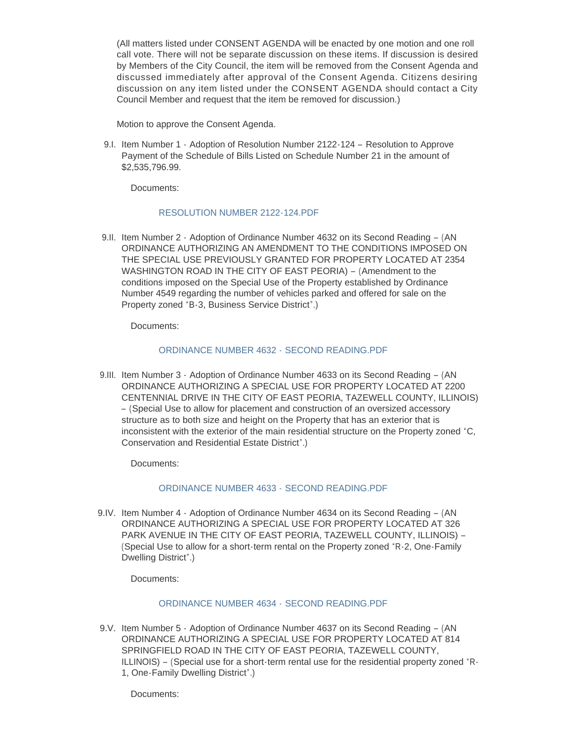(All matters listed under CONSENT AGENDA will be enacted by one motion and one roll call vote. There will not be separate discussion on these items. If discussion is desired by Members of the City Council, the item will be removed from the Consent Agenda and discussed immediately after approval of the Consent Agenda. Citizens desiring discussion on any item listed under the CONSENT AGENDA should contact a City Council Member and request that the item be removed for discussion.)

Motion to approve the Consent Agenda.

9.I. Item Number 1 - Adoption of Resolution Number 2122-124 – Resolution to Approve Payment of the Schedule of Bills Listed on Schedule Number 21 in the amount of $2,535,796.99.

Documents:

RESOLUTION NUMBER 2122-124.PDF

9.II. Item Number 2 - Adoption of Ordinance Number 4632 on its Second Reading – (AN ORDINANCE AUTHORIZING AN AMENDMENT TO THE CONDITIONS IMPOSED ON THE SPECIAL USE PREVIOUSLY GRANTED FOR PROPERTY LOCATED AT 2354 WASHINGTON ROAD IN THE CITY OF EAST PEORIA) – (Amendment to the conditions imposed on the Special Use of the Property established by Ordinance Number 4549 regarding the number of vehicles parked and offered for sale on the Property zoned "B-3, Business Service District".)

Documents:

ORDINANCE NUMBER 4632 - SECOND READING.PDF

9.III. Item Number 3 - Adoption of Ordinance Number 4633 on its Second Reading – (AN ORDINANCE AUTHORIZING A SPECIAL USE FOR PROPERTY LOCATED AT 2200 CENTENNIAL DRIVE IN THE CITY OF EAST PEORIA, TAZEWELL COUNTY, ILLINOIS) – (Special Use to allow for placement and construction of an oversized accessory structure as to both size and height on the Property that has an exterior that is inconsistent with the exterior of the main residential structure on the Property zoned "C, Conservation and Residential Estate District".)

Documents:

ORDINANCE NUMBER 4633 - SECOND READING.PDF

9.IV. Item Number 4 - Adoption of Ordinance Number 4634 on its Second Reading – (AN ORDINANCE AUTHORIZING A SPECIAL USE FOR PROPERTY LOCATED AT 326 PARK AVENUE IN THE CITY OF EAST PEORIA, TAZEWELL COUNTY, ILLINOIS) – (Special Use to allow for a short-term rental on the Property zoned "R-2, One-Family Dwelling District".)

Documents:

ORDINANCE NUMBER 4634 - SECOND READING.PDF

9.V. Item Number 5 - Adoption of Ordinance Number 4637 on its Second Reading – (AN ORDINANCE AUTHORIZING A SPECIAL USE FOR PROPERTY LOCATED AT 814 SPRINGFIELD ROAD IN THE CITY OF EAST PEORIA, TAZEWELL COUNTY, ILLINOIS) – (Special use for a short-term rental use for the residential property zoned "R-1, One-Family Dwelling District".)

Documents: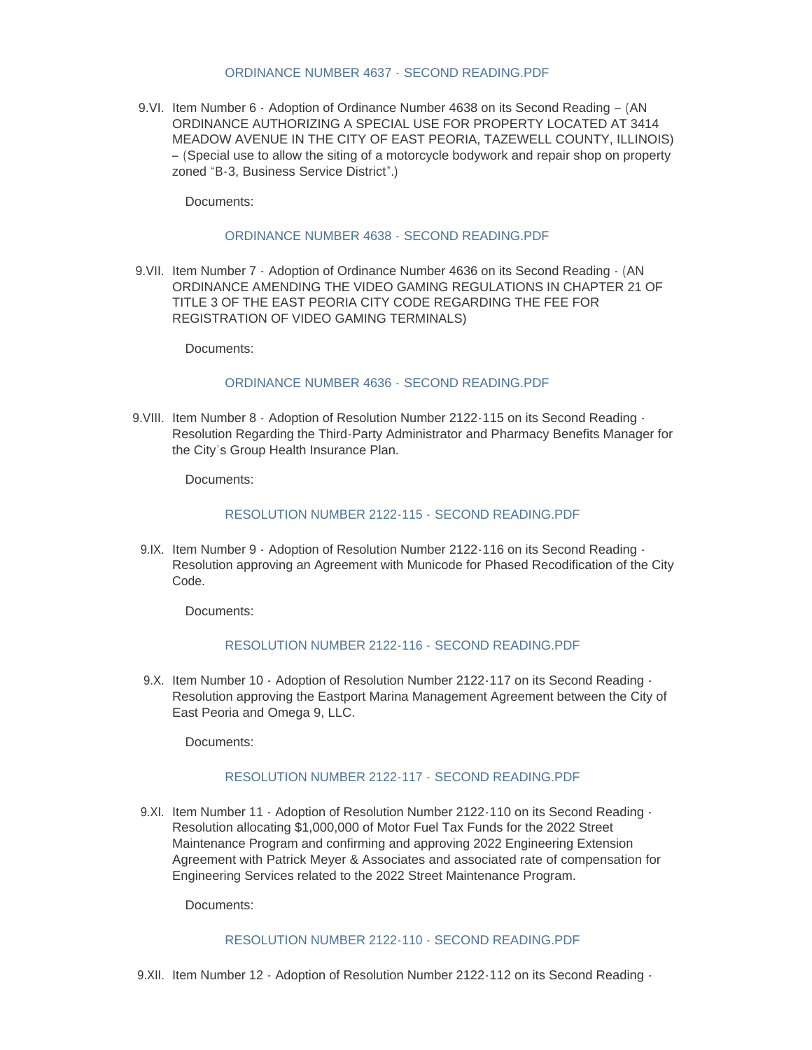ORDINANCE NUMBER 4637 - SECOND READING.PDF

9.VI. Item Number 6 - Adoption of Ordinance Number 4638 on its Second Reading – (AN ORDINANCE AUTHORIZING A SPECIAL USE FOR PROPERTY LOCATED AT 3414 MEADOW AVENUE IN THE CITY OF EAST PEORIA, TAZEWELL COUNTY, ILLINOIS) – (Special use to allow the siting of a motorcycle bodywork and repair shop on property zoned "B-3, Business Service District".)

Documents:

ORDINANCE NUMBER 4638 - SECOND READING.PDF

9.VII. Item Number 7 - Adoption of Ordinance Number 4636 on its Second Reading - (AN ORDINANCE AMENDING THE VIDEO GAMING REGULATIONS IN CHAPTER 21 OF TITLE 3 OF THE EAST PEORIA CITY CODE REGARDING THE FEE FOR REGISTRATION OF VIDEO GAMING TERMINALS)

Documents:

ORDINANCE NUMBER 4636 - SECOND READING.PDF

9.VIII. Item Number 8 - Adoption of Resolution Number 2122-115 on its Second Reading - Resolution Regarding the Third-Party Administrator and Pharmacy Benefits Manager for the City's Group Health Insurance Plan.

Documents:

RESOLUTION NUMBER 2122-115 - SECOND READING.PDF

9.IX. Item Number 9 - Adoption of Resolution Number 2122-116 on its Second Reading - Resolution approving an Agreement with Municode for Phased Recodification of the City Code.

Documents:

RESOLUTION NUMBER 2122-116 - SECOND READING.PDF

9.X. Item Number 10 - Adoption of Resolution Number 2122-117 on its Second Reading - Resolution approving the Eastport Marina Management Agreement between the City of East Peoria and Omega 9, LLC.

Documents:

RESOLUTION NUMBER 2122-117 - SECOND READING.PDF

9.XI. Item Number 11 - Adoption of Resolution Number 2122-110 on its Second Reading - Resolution allocating $1,000,000 of Motor Fuel Tax Funds for the 2022 Street Maintenance Program and confirming and approving 2022 Engineering Extension Agreement with Patrick Meyer & Associates and associated rate of compensation for Engineering Services related to the 2022 Street Maintenance Program.

Documents:

RESOLUTION NUMBER 2122-110 - SECOND READING.PDF

9.XII. Item Number 12 - Adoption of Resolution Number 2122-112 on its Second Reading -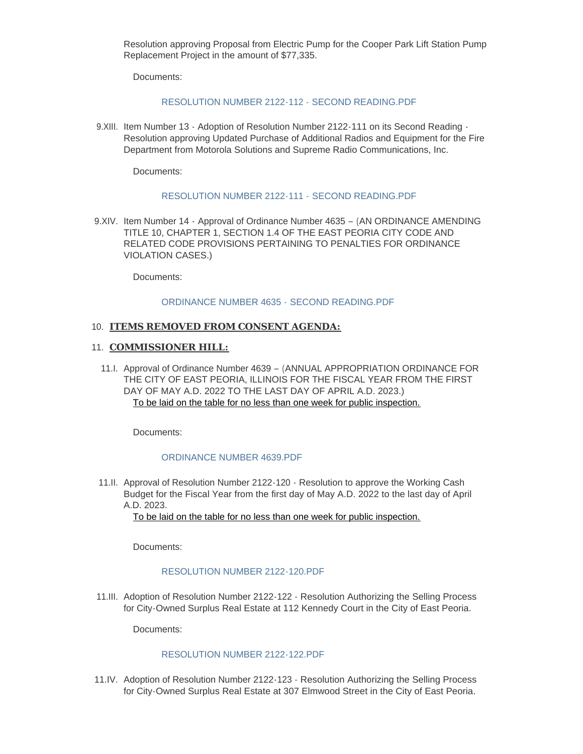Resolution approving Proposal from Electric Pump for the Cooper Park Lift Station Pump Replacement Project in the amount of $77,335.

Documents:

RESOLUTION NUMBER 2122-112 - SECOND READING.PDF

9.XIII. Item Number 13 - Adoption of Resolution Number 2122-111 on its Second Reading - Resolution approving Updated Purchase of Additional Radios and Equipment for the Fire Department from Motorola Solutions and Supreme Radio Communications, Inc.

Documents:

RESOLUTION NUMBER 2122-111 - SECOND READING.PDF

9.XIV. Item Number 14 - Approval of Ordinance Number 4635 – (AN ORDINANCE AMENDING TITLE 10, CHAPTER 1, SECTION 1.4 OF THE EAST PEORIA CITY CODE AND RELATED CODE PROVISIONS PERTAINING TO PENALTIES FOR ORDINANCE VIOLATION CASES.)

Documents:

ORDINANCE NUMBER 4635 - SECOND READING.PDF

## 10. ITEMS REMOVED FROM CONSENT AGENDA:

## 11. COMMISSIONER HILL:

11.I. Approval of Ordinance Number 4639 – (ANNUAL APPROPRIATION ORDINANCE FOR THE CITY OF EAST PEORIA, ILLINOIS FOR THE FISCAL YEAR FROM THE FIRST DAY OF MAY A.D. 2022 TO THE LAST DAY OF APRIL A.D. 2023.)
To be laid on the table for no less than one week for public inspection.

Documents:

ORDINANCE NUMBER 4639.PDF

11.II. Approval of Resolution Number 2122-120 - Resolution to approve the Working Cash Budget for the Fiscal Year from the first day of May A.D. 2022 to the last day of April A.D. 2023.
To be laid on the table for no less than one week for public inspection.

Documents:

RESOLUTION NUMBER 2122-120.PDF

11.III. Adoption of Resolution Number 2122-122 - Resolution Authorizing the Selling Process for City-Owned Surplus Real Estate at 112 Kennedy Court in the City of East Peoria.

Documents:

RESOLUTION NUMBER 2122-122.PDF

11.IV. Adoption of Resolution Number 2122-123 - Resolution Authorizing the Selling Process for City-Owned Surplus Real Estate at 307 Elmwood Street in the City of East Peoria.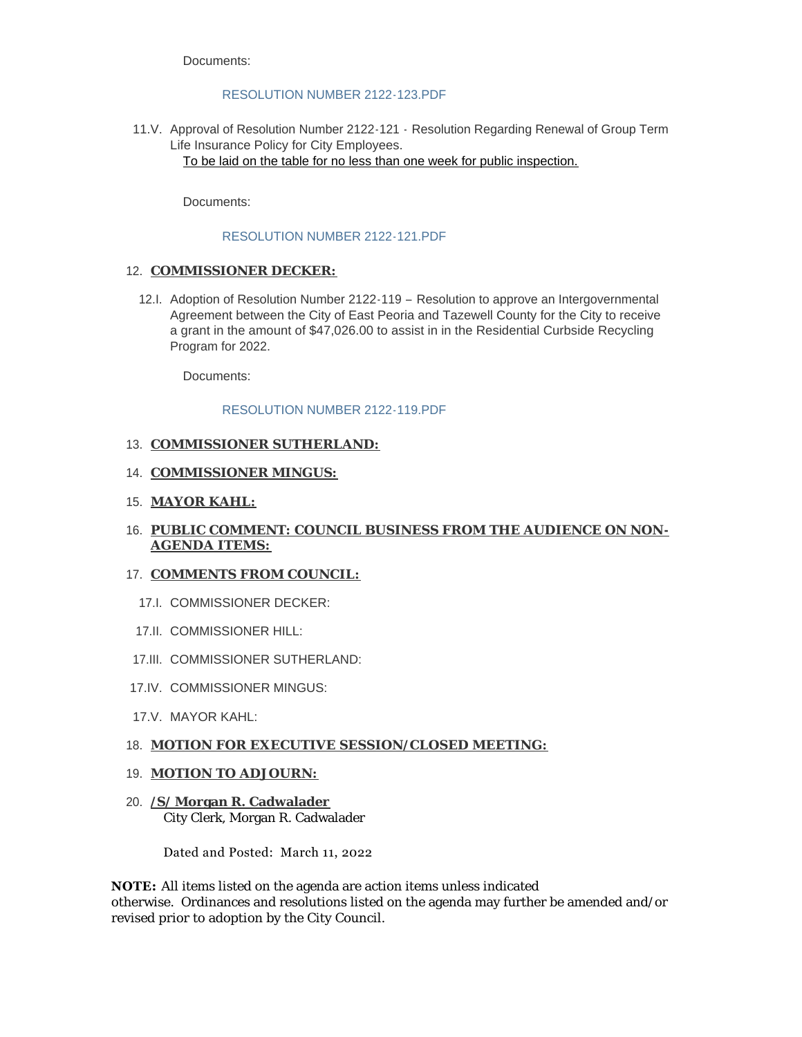Documents:

RESOLUTION NUMBER 2122-123.PDF

11.V. Approval of Resolution Number 2122-121 - Resolution Regarding Renewal of Group Term Life Insurance Policy for City Employees.
To be laid on the table for no less than one week for public inspection.

Documents:

RESOLUTION NUMBER 2122-121.PDF

12. **COMMISSIONER DECKER:**

12.I. Adoption of Resolution Number 2122-119 – Resolution to approve an Intergovernmental Agreement between the City of East Peoria and Tazewell County for the City to receive a grant in the amount of $47,026.00 to assist in in the Residential Curbside Recycling Program for 2022.

Documents:

RESOLUTION NUMBER 2122-119.PDF

13. **COMMISSIONER SUTHERLAND:**

14. **COMMISSIONER MINGUS:**

15. **MAYOR KAHL:**

16. **PUBLIC COMMENT: COUNCIL BUSINESS FROM THE AUDIENCE ON NON-AGENDA ITEMS:**

17. **COMMENTS FROM COUNCIL:**

17.I. COMMISSIONER DECKER:

17.II. COMMISSIONER HILL:

17.III. COMMISSIONER SUTHERLAND:

17.IV. COMMISSIONER MINGUS:

17.V. MAYOR KAHL:

18. **MOTION FOR EXECUTIVE SESSION/CLOSED MEETING:**

19. **MOTION TO ADJOURN:**

20. **/S/ Morgan R. Cadwalader**
City Clerk, Morgan R. Cadwalader

Dated and Posted: March 11, 2022

**NOTE:** All items listed on the agenda are action items unless indicated otherwise. Ordinances and resolutions listed on the agenda may further be amended and/or revised prior to adoption by the City Council.